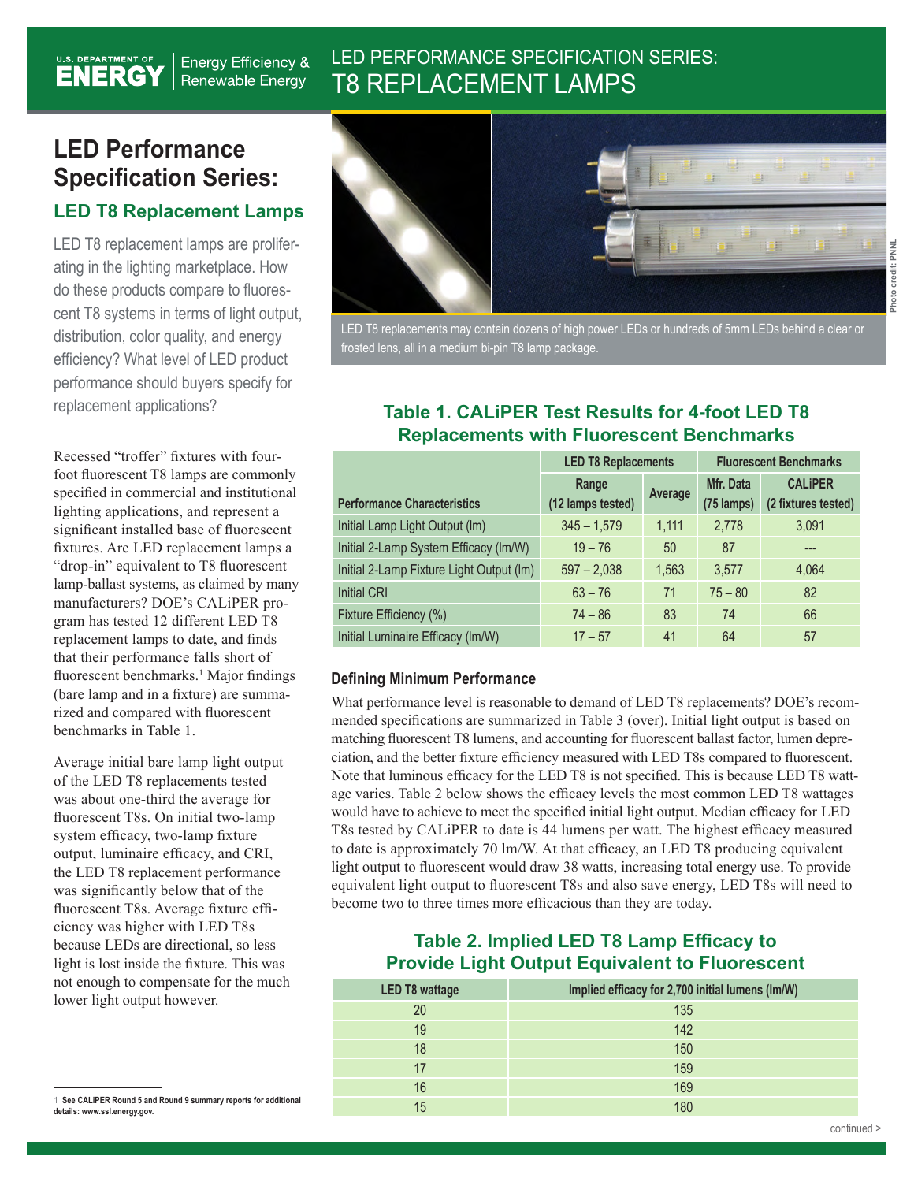# LED Performance Specification Series:

## LED T8 Replacement Lamps

LED T8 replacement lamps are proliferating in the lighting marketplace. How do these products compare to fluorescent T8 systems in terms of light output, distribution, color quality, and energy efficiency? What level of LED product performance should buyers specify for replacement applications?

Recessed "troffer" fixtures with four-foot fluorescent T8 lamps are commonly specified in commercial and institutional lighting applications, and represent a significant installed base of fluorescent fixtures. Are LED replacement lamps a "drop-in" equivalent to T8 fluorescent lamp-ballast systems, as claimed by many manufacturers? DOE's CALiPER program has tested 12 different LED T8 replacement lamps to date, and finds that their performance falls short of fluorescent benchmarks.[1] Major findings (bare lamp and in a fixture) are summarized and compared with fluorescent benchmarks in Table 1.

Average initial bare lamp light output of the LED T8 replacements tested was about one-third the average for fluorescent T8s. On initial two-lamp system efficacy, two-lamp fixture output, luminaire efficacy, and CRI, the LED T8 replacement performance was significantly below that of the fluorescent T8s. Average fixture efficiency was higher with LED T8s because LEDs are directional, so less light is lost inside the fixture. This was not enough to compensate for the much lower light output however.

LED T8 replacements may contain dozens of high power LEDs or hundreds of 5mm LEDs behind a clear or frosted lens, all in a medium bi-pin T8 lamp package.

Photo credit: PNNL

### Table 1. CALiPER Test Results for 4-foot LED T8 Replacements with Fluorescent Benchmarks

| | LED T8 Replacements | | Fluorescent Benchmarks | |
|---|---|---|---|---|
| Performance Characteristics | Range (12 lamps tested) | Average | Mfr. Data (75 lamps) | CALiPER (2 fixtures tested) |
| Initial Lamp Light Output (lm) | 345 – 1,579 | 1,111 | 2,778 | 3,091 |
| Initial 2-Lamp System Efficacy (lm/W) | 19 – 76 | 50 | 87 | --- |
| Initial 2-Lamp Fixture Light Output (lm) | 597 – 2,038 | 1,563 | 3,577 | 4,064 |
| Initial CRI | 63 – 76 | 71 | 75 – 80 | 82 |
| Fixture Efficiency (%) | 74 – 86 | 83 | 74 | 66 |
| Initial Luminaire Efficacy (lm/W) | 17 – 57 | 41 | 64 | 57 |

### Defining Minimum Performance

What performance level is reasonable to demand of LED T8 replacements? DOE's recommended specifications are summarized in Table 3 (over). Initial light output is based on matching fluorescent T8 lumens, and accounting for fluorescent ballast factor, lumen depreciation, and the better fixture efficiency measured with LED T8s compared to fluorescent. Note that luminous efficacy for the LED T8 is not specified. This is because LED T8 wattage varies. Table 2 below shows the efficacy levels the most common LED T8 wattages would have to achieve to meet the specified initial light output. Median efficacy for LED T8s tested by CALiPER to date is 44 lumens per watt. The highest efficacy measured to date is approximately 70 lm/W. At that efficacy, an LED T8 producing equivalent light output to fluorescent would draw 38 watts, increasing total energy use. To provide equivalent light output to fluorescent T8s and also save energy, LED T8s will need to become two to three times more efficacious than they are today.

### Table 2. Implied LED T8 Lamp Efficacy to Provide Light Output Equivalent to Fluorescent

| LED T8 wattage | Implied efficacy for 2,700 initial lumens (lm/W) |
|---|---|
| 20 | 135 |
| 19 | 142 |
| 18 | 150 |
| 17 | 159 |
| 16 | 169 |
| 15 | 180 |

[1] See CALiPER Round 5 and Round 9 summary reports for additional details: www.ssl.energy.gov.

continued >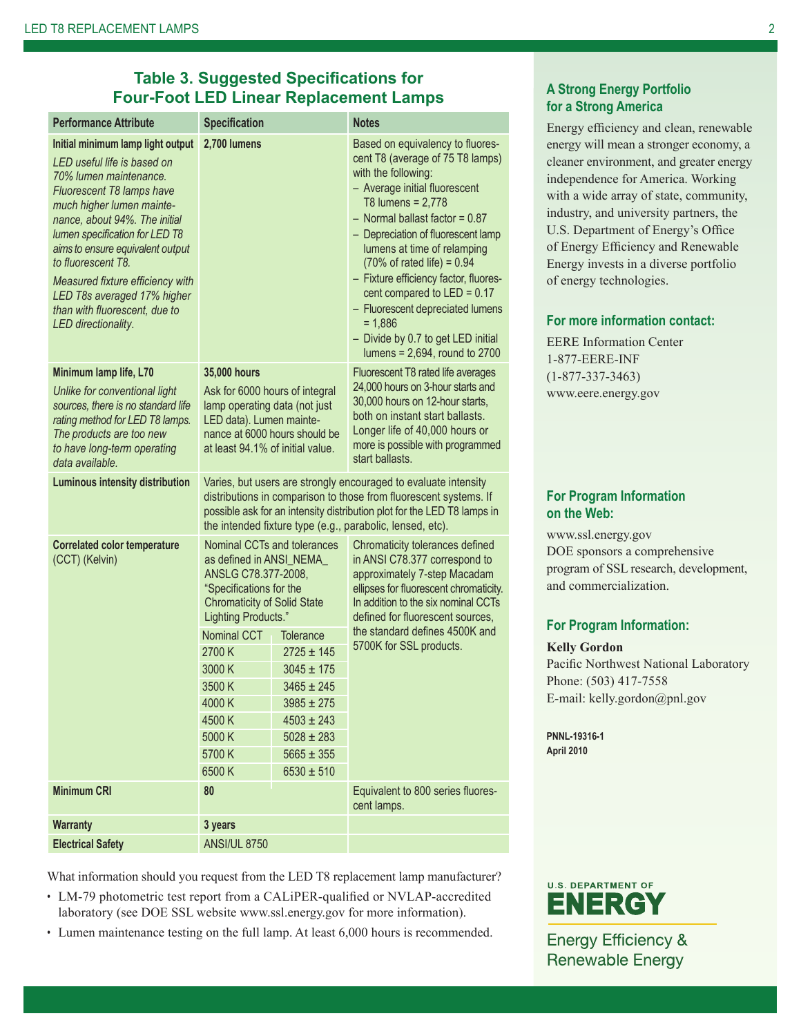## Table 3. Suggested Specifications for Four-Foot LED Linear Replacement Lamps

| Performance Attribute | Specification | | Notes |
|---|---|---|---|
| **Initial minimum lamp light output**<br>*LED useful life is based on 70% lumen maintenance. Fluorescent T8 lamps have much higher lumen maintenance, about 94%. The initial lumen specification for LED T8 aims to ensure equivalent output to fluorescent T8.*<br>*Measured fixture efficiency with LED T8s averaged 17% higher than with fluorescent, due to LED directionality.* | **2,700 lumens** | | Based on equivalency to fluorescent T8 (average of 75 T8 lamps) with the following:<br>– Average initial fluorescent T8 lumens = 2,778<br>– Normal ballast factor = 0.87<br>– Depreciation of fluorescent lamp lumens at time of relamping (70% of rated life) = 0.94<br>– Fixture efficiency factor, fluorescent compared to LED = 0.17<br>– Fluorescent depreciated lumens = 1,886<br>– Divide by 0.7 to get LED initial lumens = 2,694, round to 2700 |
| **Minimum lamp life, L70**<br>*Unlike for conventional light sources, there is no standard life rating method for LED T8 lamps. The products are too new to have long-term operating data available.* | **35,000 hours**<br>Ask for 6000 hours of integral lamp operating data (not just LED data). Lumen maintenance at 6000 hours should be at least 94.1% of initial value. | | Fluorescent T8 rated life averages 24,000 hours on 3-hour starts and 30,000 hours on 12-hour starts, both on instant start ballasts. Longer life of 40,000 hours or more is possible with programmed start ballasts. |
| **Luminous intensity distribution** | Varies, but users are strongly encouraged to evaluate intensity distributions in comparison to those from fluorescent systems. If possible ask for an intensity distribution plot for the LED T8 lamps in the intended fixture type (e.g., parabolic, lensed, etc). | | |
| **Correlated color temperature (CCT) (Kelvin)** | Nominal CCTs and tolerances as defined in ANSI_NEMA_ ANSLG C78.377-2008, "Specifications for the Chromaticity of Solid State Lighting Products." | | Chromaticity tolerances defined in ANSI C78.377 correspond to approximately 7-step Macadam ellipses for fluorescent chromaticity. In addition to the six nominal CCTs defined for fluorescent sources, the standard defines 4500K and 5700K for SSL products. |
| | Nominal CCT | Tolerance | |
| | 2700 K | 2725 ± 145 | |
| | 3000 K | 3045 ± 175 | |
| | 3500 K | 3465 ± 245 | |
| | 4000 K | 3985 ± 275 | |
| | 4500 K | 4503 ± 243 | |
| | 5000 K | 5028 ± 283 | |
| | 5700 K | 5665 ± 355 | |
| | 6500 K | 6530 ± 510 | |
| **Minimum CRI** | **80** | | Equivalent to 800 series fluorescent lamps. |
| **Warranty** | **3 years** | | |
| **Electrical Safety** | ANSI/UL 8750 | | |

What information should you request from the LED T8 replacement lamp manufacturer?

- LM-79 photometric test report from a CALiPER-qualified or NVLAP-accredited laboratory (see DOE SSL website www.ssl.energy.gov for more information).
- Lumen maintenance testing on the full lamp. At least 6,000 hours is recommended.

### A Strong Energy Portfolio for a Strong America

Energy efficiency and clean, renewable energy will mean a stronger economy, a cleaner environment, and greater energy independence for America. Working with a wide array of state, community, industry, and university partners, the U.S. Department of Energy's Office of Energy Efficiency and Renewable Energy invests in a diverse portfolio of energy technologies.

### For more information contact:

EERE Information Center
1-877-EERE-INF
(1-877-337-3463)
www.eere.energy.gov

### For Program Information on the Web:

www.ssl.energy.gov
DOE sponsors a comprehensive program of SSL research, development, and commercialization.

### For Program Information:

**Kelly Gordon**
Pacific Northwest National Laboratory
Phone: (503) 417-7558
E-mail: kelly.gordon@pnl.gov

**PNNL-19316-1**
**April 2010**

U.S. DEPARTMENT OF ENERGY
Energy Efficiency & Renewable Energy